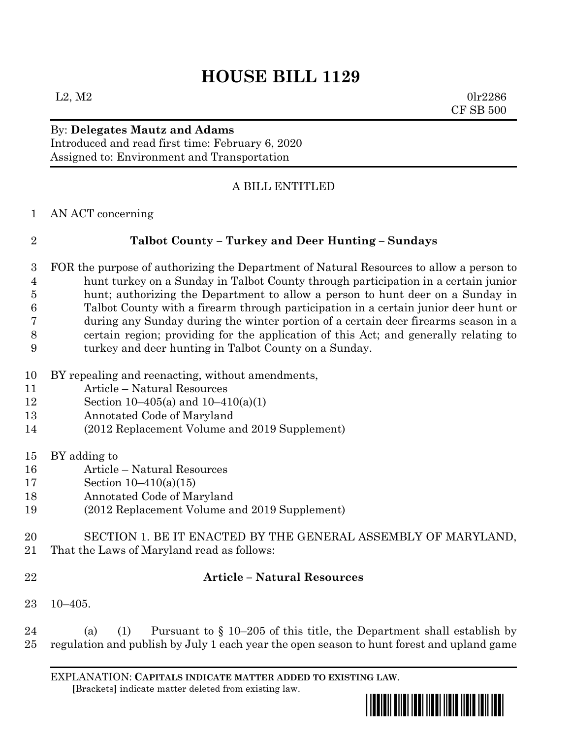# HOUSE BILL 1129

L2, M2 0lr2286
CF SB 500

By: **Delegates Mautz and Adams**
Introduced and read first time: February 6, 2020
Assigned to: Environment and Transportation

A BILL ENTITLED

1 AN ACT concerning

2 **Talbot County – Turkey and Deer Hunting – Sundays**

3 FOR the purpose of authorizing the Department of Natural Resources to allow a person to
4 hunt turkey on a Sunday in Talbot County through participation in a certain junior
5 hunt; authorizing the Department to allow a person to hunt deer on a Sunday in
6 Talbot County with a firearm through participation in a certain junior deer hunt or
7 during any Sunday during the winter portion of a certain deer firearms season in a
8 certain region; providing for the application of this Act; and generally relating to
9 turkey and deer hunting in Talbot County on a Sunday.

10 BY repealing and reenacting, without amendments,
11 Article – Natural Resources
12 Section 10–405(a) and 10–410(a)(1)
13 Annotated Code of Maryland
14 (2012 Replacement Volume and 2019 Supplement)

15 BY adding to
16 Article – Natural Resources
17 Section 10–410(a)(15)
18 Annotated Code of Maryland
19 (2012 Replacement Volume and 2019 Supplement)

20 SECTION 1. BE IT ENACTED BY THE GENERAL ASSEMBLY OF MARYLAND,
21 That the Laws of Maryland read as follows:

22 **Article – Natural Resources**

23 10–405.

24 (a) (1) Pursuant to § 10–205 of this title, the Department shall establish by
25 regulation and publish by July 1 each year the open season to hunt forest and upland game

EXPLANATION: **CAPITALS INDICATE MATTER ADDED TO EXISTING LAW**.
[Brackets] indicate matter deleted from existing law.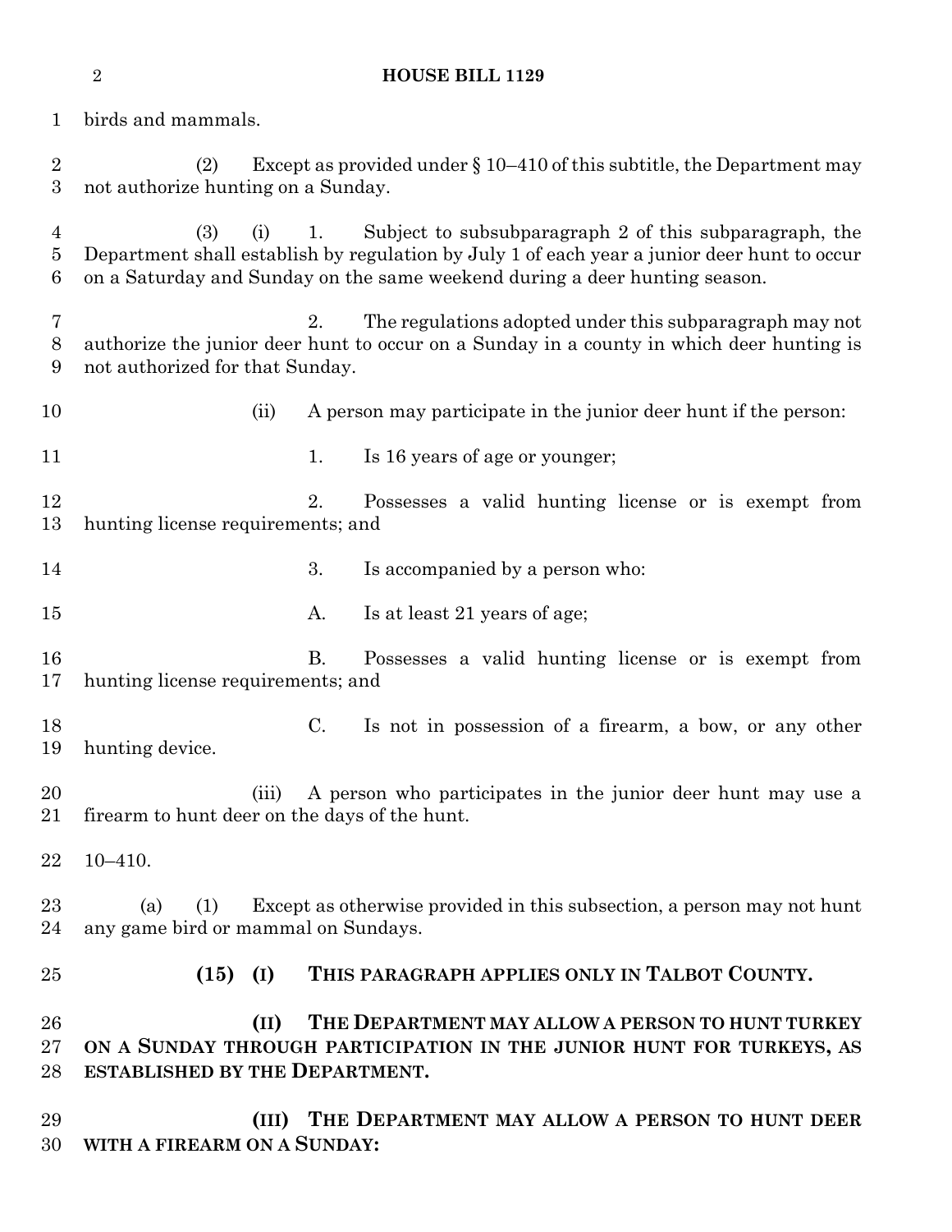birds and mammals.

(2) Except as provided under § 10–410 of this subtitle, the Department may not authorize hunting on a Sunday.

(3) (i) 1. Subject to subsubparagraph 2 of this subparagraph, the Department shall establish by regulation by July 1 of each year a junior deer hunt to occur on a Saturday and Sunday on the same weekend during a deer hunting season.

2. The regulations adopted under this subparagraph may not authorize the junior deer hunt to occur on a Sunday in a county in which deer hunting is not authorized for that Sunday.

(ii) A person may participate in the junior deer hunt if the person:

1. Is 16 years of age or younger;

2. Possesses a valid hunting license or is exempt from hunting license requirements; and

3. Is accompanied by a person who:

A. Is at least 21 years of age;

B. Possesses a valid hunting license or is exempt from hunting license requirements; and

C. Is not in possession of a firearm, a bow, or any other hunting device.

(iii) A person who participates in the junior deer hunt may use a firearm to hunt deer on the days of the hunt.

10–410.

(a) (1) Except as otherwise provided in this subsection, a person may not hunt any game bird or mammal on Sundays.

**(15) (I) THIS PARAGRAPH APPLIES ONLY IN TALBOT COUNTY.**

**(II) THE DEPARTMENT MAY ALLOW A PERSON TO HUNT TURKEY ON A SUNDAY THROUGH PARTICIPATION IN THE JUNIOR HUNT FOR TURKEYS, AS ESTABLISHED BY THE DEPARTMENT.**

**(III) THE DEPARTMENT MAY ALLOW A PERSON TO HUNT DEER WITH A FIREARM ON A SUNDAY:**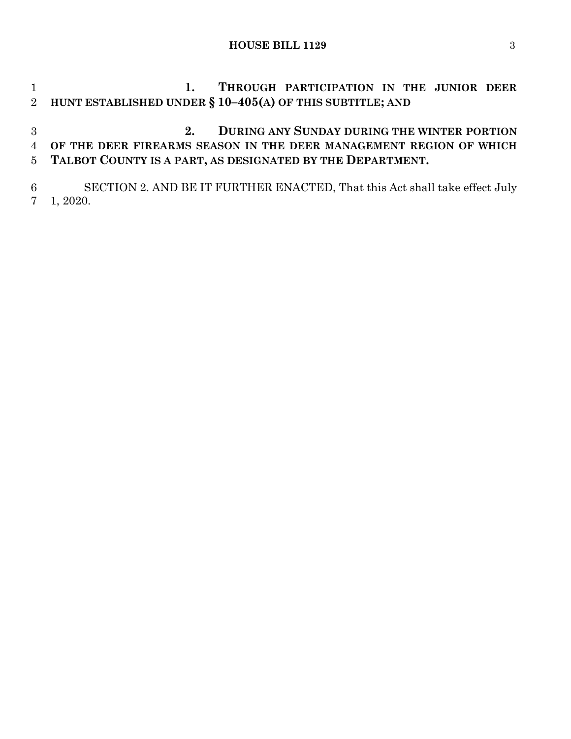**1. THROUGH PARTICIPATION IN THE JUNIOR DEER HUNT ESTABLISHED UNDER § 10–405(A) OF THIS SUBTITLE; AND**

**2. DURING ANY SUNDAY DURING THE WINTER PORTION OF THE DEER FIREARMS SEASON IN THE DEER MANAGEMENT REGION OF WHICH TALBOT COUNTY IS A PART, AS DESIGNATED BY THE DEPARTMENT.**

SECTION 2. AND BE IT FURTHER ENACTED, That this Act shall take effect July 1, 2020.